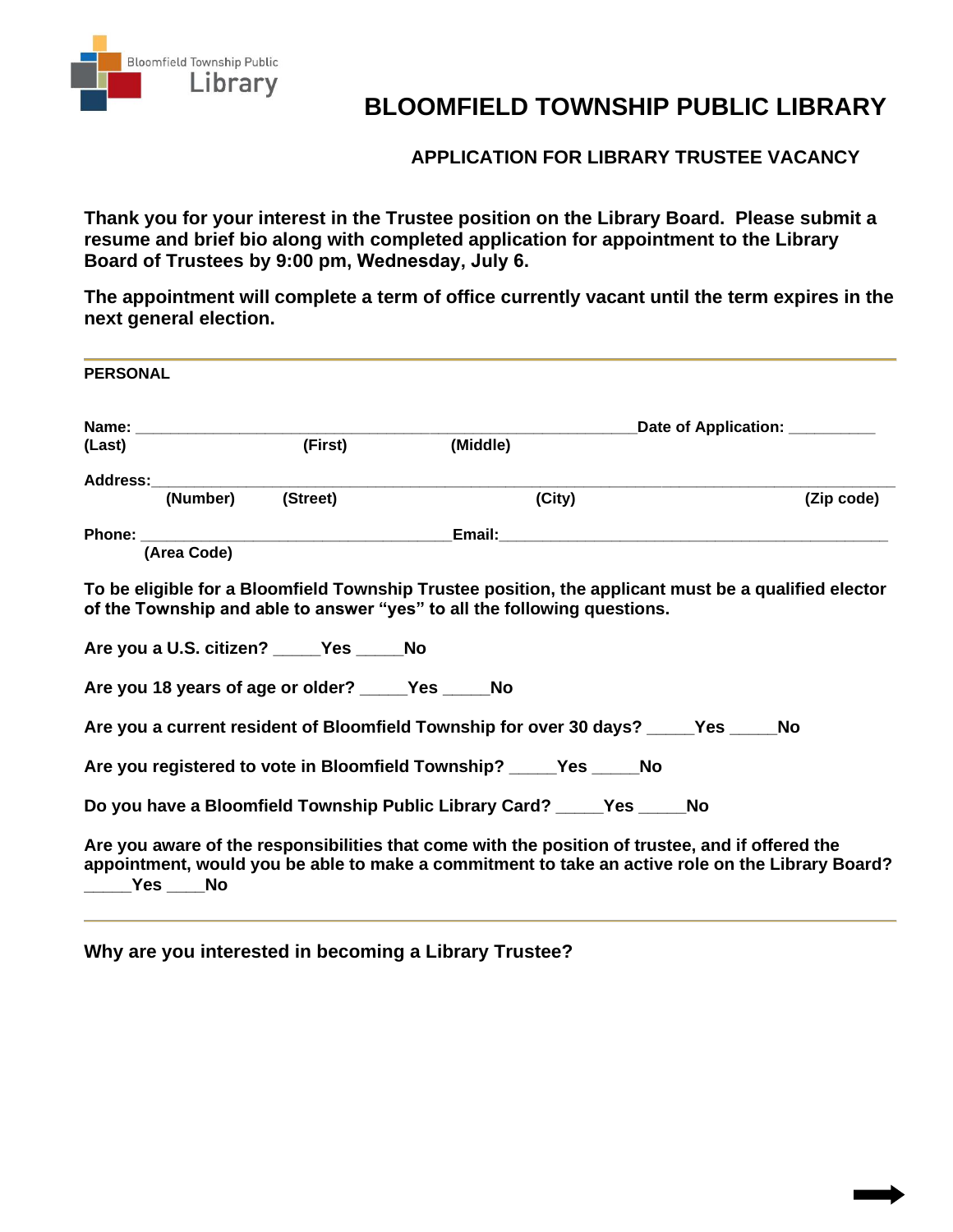Bloomfield Township Public Library

# BLOOMFIELD TOWNSHIP PUBLIC LIBRARY

## APPLICATION FOR LIBRARY TRUSTEE VACANCY

**Thank you for your interest in the Trustee position on the Library Board. Please submit a resume and brief bio along with completed application for appointment to the Library Board of Trustees by 9:00 pm, Wednesday, July 6.**

**The appointment will complete a term of office currently vacant until the term expires in the next general election.**

---

**PERSONAL**

**Name:** ______________________________________________________**Date of Application:** __________
**(Last) (First) (Middle)**

**Address:**________________________________________________________________________________
**(Number) (Street) (City) (Zip code)**

**Phone:** ___________________________________**Email:**_____________________________________________
**(Area Code)**

**To be eligible for a Bloomfield Township Trustee position, the applicant must be a qualified elector of the Township and able to answer "yes" to all the following questions.**

**Are you a U.S. citizen? _____Yes _____No**

**Are you 18 years of age or older? _____Yes _____No**

**Are you a current resident of Bloomfield Township for over 30 days? _____Yes _____No**

**Are you registered to vote in Bloomfield Township? _____Yes _____No**

**Do you have a Bloomfield Township Public Library Card? _____Yes _____No**

**Are you aware of the responsibilities that come with the position of trustee, and if offered the appointment, would you be able to make a commitment to take an active role on the Library Board? _____Yes ____No**

---

**Why are you interested in becoming a Library Trustee?**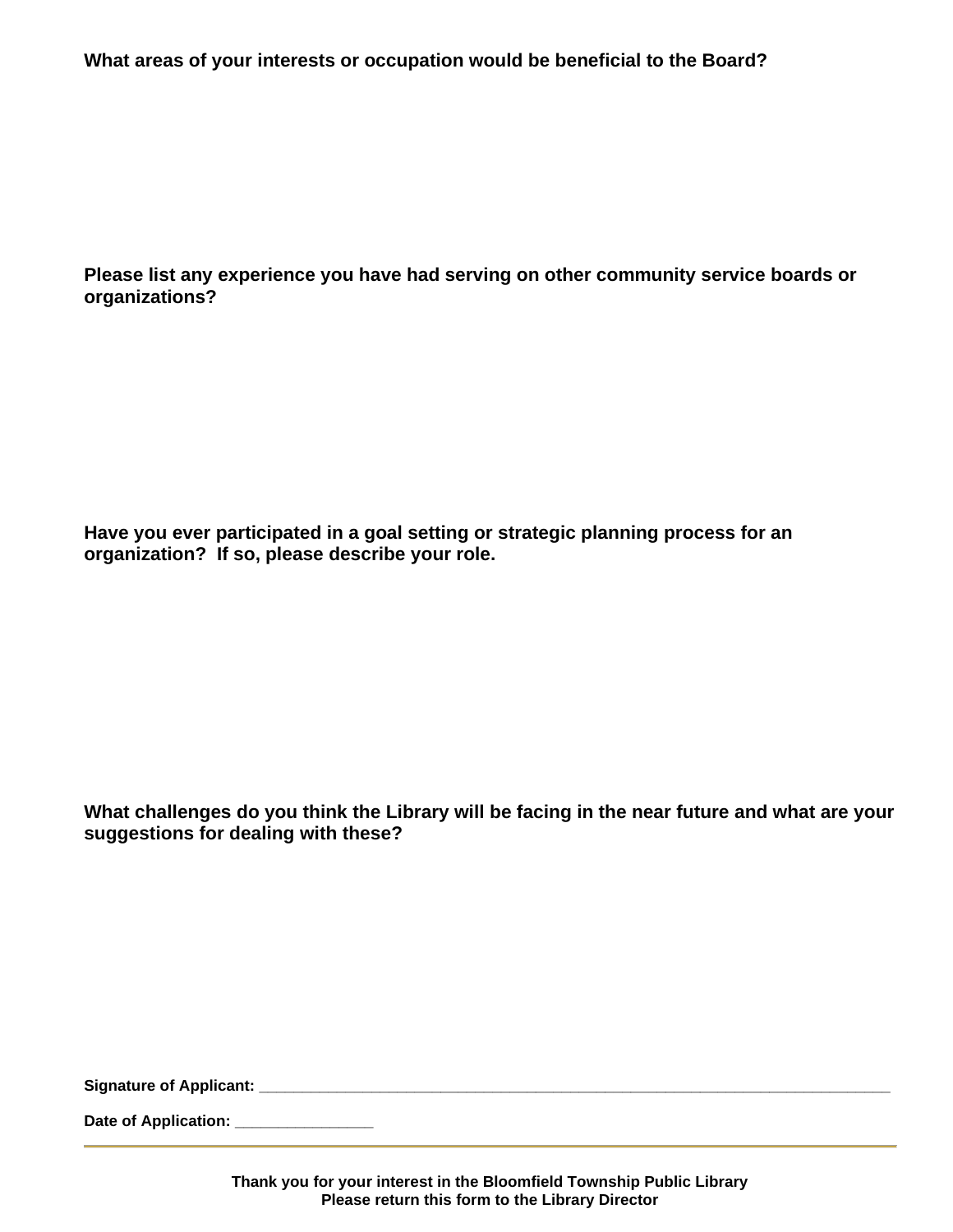**What areas of your interests or occupation would be beneficial to the Board?**

**Please list any experience you have had serving on other community service boards or organizations?**

**Have you ever participated in a goal setting or strategic planning process for an organization? If so, please describe your role.**

**What challenges do you think the Library will be facing in the near future and what are your suggestions for dealing with these?**

**Signature of Applicant:** ___________________________________________________________________________

**Date of Application:** ________________

---

**Thank you for your interest in the Bloomfield Township Public Library**
**Please return this form to the Library Director**